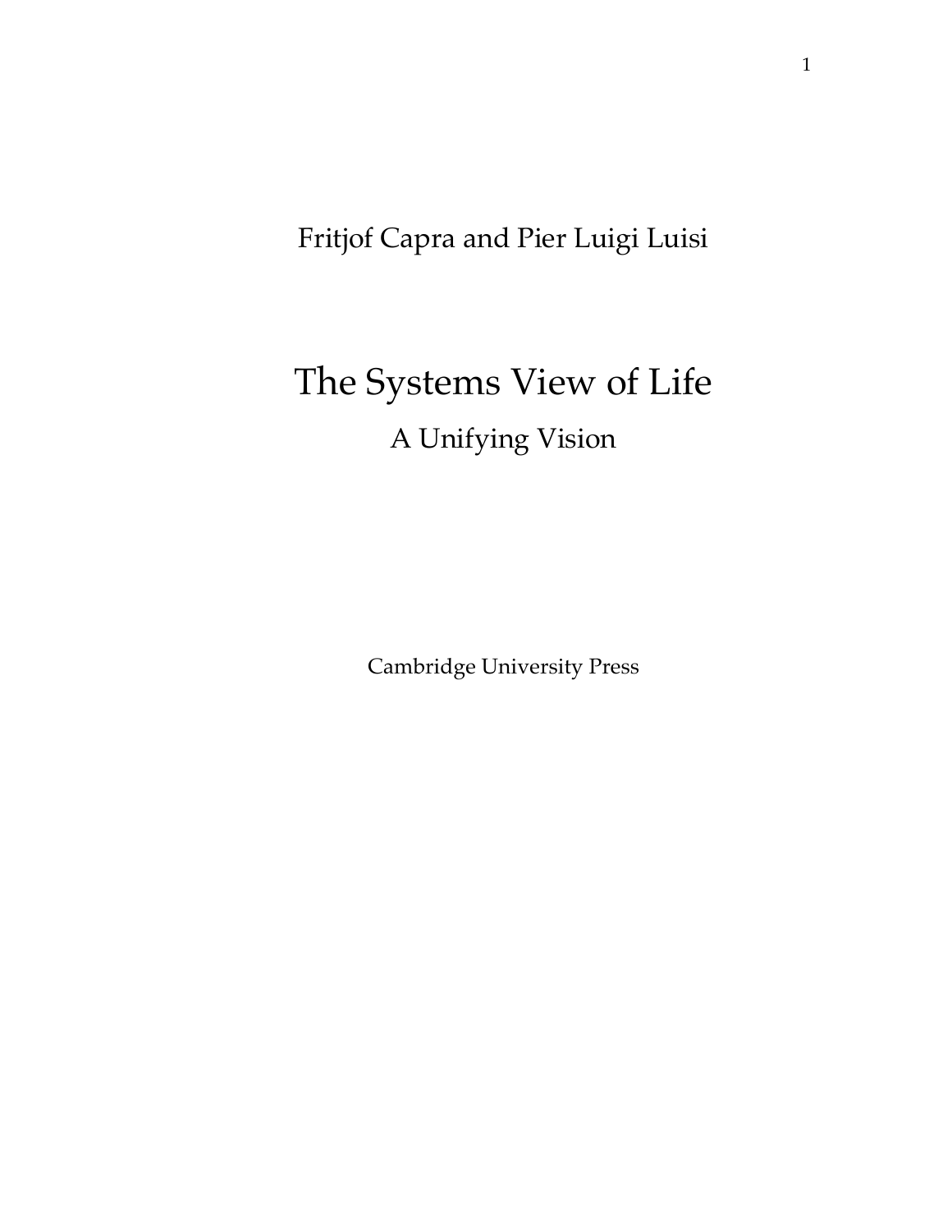Fritjof Capra and Pier Luigi Luisi

# The Systems View of Life

## A Unifying Vision

Cambridge University Press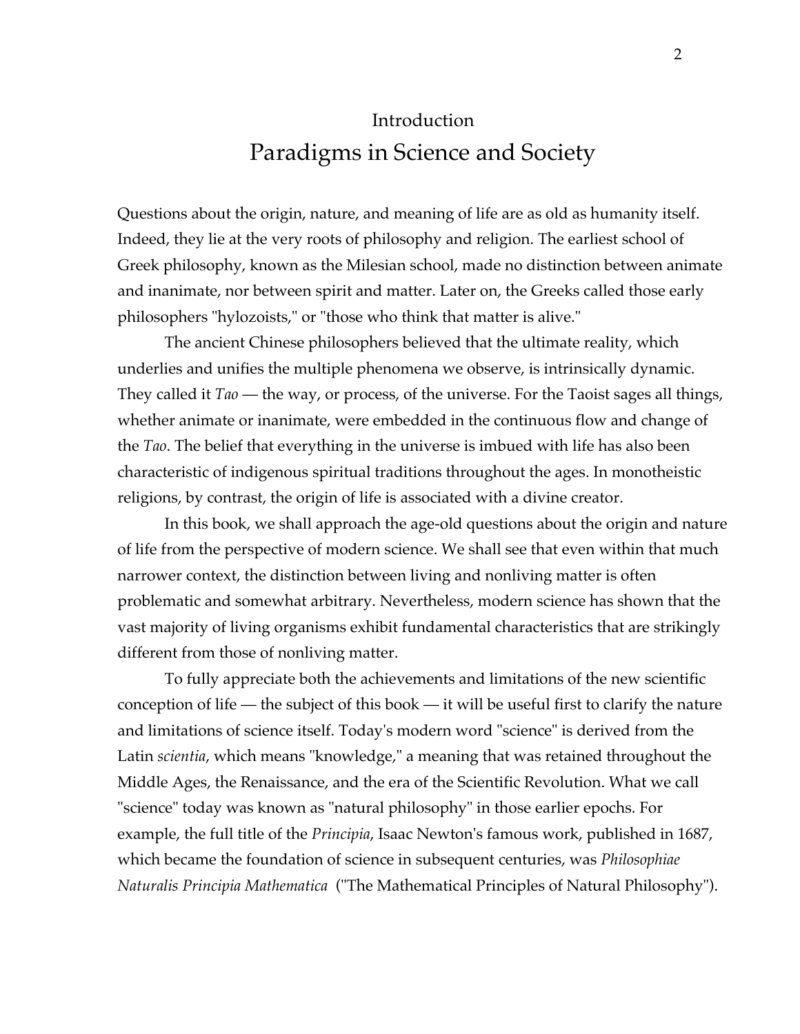## Introduction

# Paradigms in Science and Society

Questions about the origin, nature, and meaning of life are as old as humanity itself. Indeed, they lie at the very roots of philosophy and religion. The earliest school of Greek philosophy, known as the Milesian school, made no distinction between animate and inanimate, nor between spirit and matter. Later on, the Greeks called those early philosophers "hylozoists," or "those who think that matter is alive."

The ancient Chinese philosophers believed that the ultimate reality, which underlies and unifies the multiple phenomena we observe, is intrinsically dynamic. They called it *Tao* — the way, or process, of the universe. For the Taoist sages all things, whether animate or inanimate, were embedded in the continuous flow and change of the *Tao*. The belief that everything in the universe is imbued with life has also been characteristic of indigenous spiritual traditions throughout the ages. In monotheistic religions, by contrast, the origin of life is associated with a divine creator.

In this book, we shall approach the age-old questions about the origin and nature of life from the perspective of modern science. We shall see that even within that much narrower context, the distinction between living and nonliving matter is often problematic and somewhat arbitrary. Nevertheless, modern science has shown that the vast majority of living organisms exhibit fundamental characteristics that are strikingly different from those of nonliving matter.

To fully appreciate both the achievements and limitations of the new scientific conception of life — the subject of this book — it will be useful first to clarify the nature and limitations of science itself. Today's modern word "science" is derived from the Latin *scientia*, which means "knowledge," a meaning that was retained throughout the Middle Ages, the Renaissance, and the era of the Scientific Revolution. What we call "science" today was known as "natural philosophy" in those earlier epochs. For example, the full title of the *Principia*, Isaac Newton's famous work, published in 1687, which became the foundation of science in subsequent centuries, was *Philosophiae Naturalis Principia Mathematica* ("The Mathematical Principles of Natural Philosophy").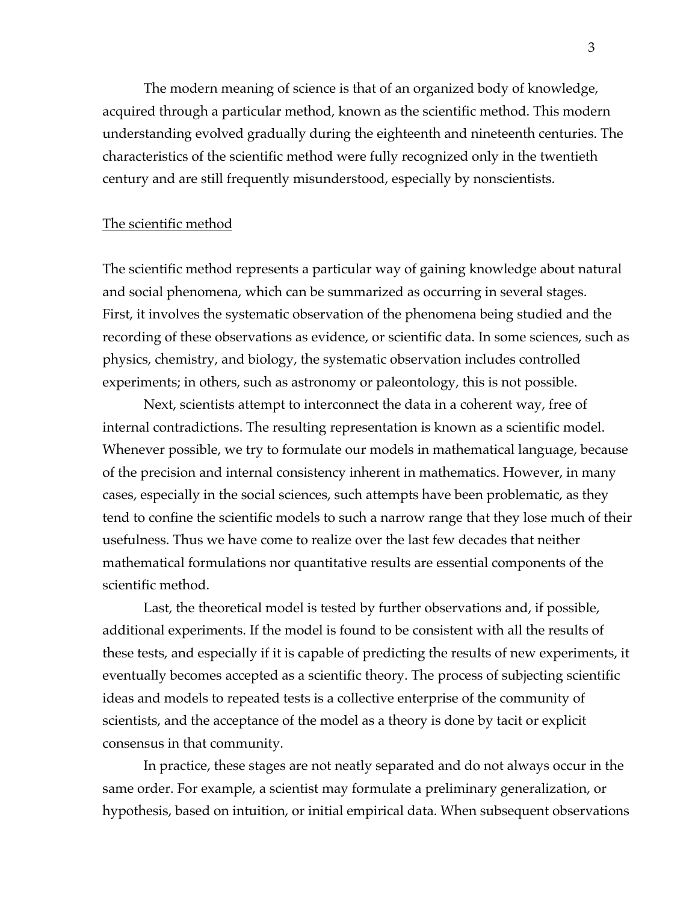The modern meaning of science is that of an organized body of knowledge, acquired through a particular method, known as the scientific method. This modern understanding evolved gradually during the eighteenth and nineteenth centuries. The characteristics of the scientific method were fully recognized only in the twentieth century and are still frequently misunderstood, especially by nonscientists.

## The scientific method

The scientific method represents a particular way of gaining knowledge about natural and social phenomena, which can be summarized as occurring in several stages. First, it involves the systematic observation of the phenomena being studied and the recording of these observations as evidence, or scientific data. In some sciences, such as physics, chemistry, and biology, the systematic observation includes controlled experiments; in others, such as astronomy or paleontology, this is not possible.

Next, scientists attempt to interconnect the data in a coherent way, free of internal contradictions. The resulting representation is known as a scientific model. Whenever possible, we try to formulate our models in mathematical language, because of the precision and internal consistency inherent in mathematics. However, in many cases, especially in the social sciences, such attempts have been problematic, as they tend to confine the scientific models to such a narrow range that they lose much of their usefulness. Thus we have come to realize over the last few decades that neither mathematical formulations nor quantitative results are essential components of the scientific method.

Last, the theoretical model is tested by further observations and, if possible, additional experiments. If the model is found to be consistent with all the results of these tests, and especially if it is capable of predicting the results of new experiments, it eventually becomes accepted as a scientific theory. The process of subjecting scientific ideas and models to repeated tests is a collective enterprise of the community of scientists, and the acceptance of the model as a theory is done by tacit or explicit consensus in that community.

In practice, these stages are not neatly separated and do not always occur in the same order. For example, a scientist may formulate a preliminary generalization, or hypothesis, based on intuition, or initial empirical data. When subsequent observations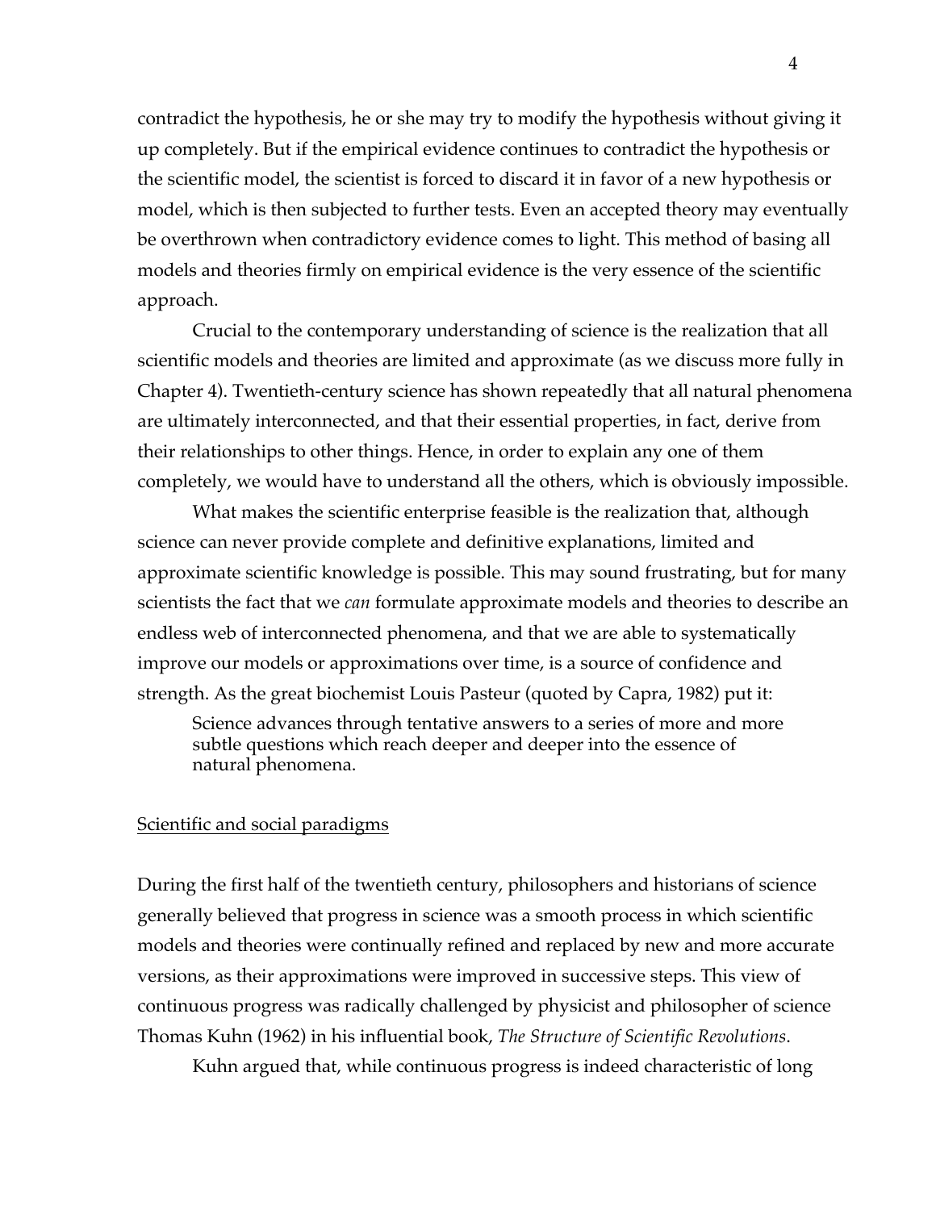contradict the hypothesis, he or she may try to modify the hypothesis without giving it up completely. But if the empirical evidence continues to contradict the hypothesis or the scientific model, the scientist is forced to discard it in favor of a new hypothesis or model, which is then subjected to further tests. Even an accepted theory may eventually be overthrown when contradictory evidence comes to light. This method of basing all models and theories firmly on empirical evidence is the very essence of the scientific approach.

Crucial to the contemporary understanding of science is the realization that all scientific models and theories are limited and approximate (as we discuss more fully in Chapter 4). Twentieth-century science has shown repeatedly that all natural phenomena are ultimately interconnected, and that their essential properties, in fact, derive from their relationships to other things. Hence, in order to explain any one of them completely, we would have to understand all the others, which is obviously impossible.

What makes the scientific enterprise feasible is the realization that, although science can never provide complete and definitive explanations, limited and approximate scientific knowledge is possible. This may sound frustrating, but for many scientists the fact that we *can* formulate approximate models and theories to describe an endless web of interconnected phenomena, and that we are able to systematically improve our models or approximations over time, is a source of confidence and strength. As the great biochemist Louis Pasteur (quoted by Capra, 1982) put it:

> Science advances through tentative answers to a series of more and more subtle questions which reach deeper and deeper into the essence of natural phenomena.

## Scientific and social paradigms

During the first half of the twentieth century, philosophers and historians of science generally believed that progress in science was a smooth process in which scientific models and theories were continually refined and replaced by new and more accurate versions, as their approximations were improved in successive steps. This view of continuous progress was radically challenged by physicist and philosopher of science Thomas Kuhn (1962) in his influential book, *The Structure of Scientific Revolutions*.

Kuhn argued that, while continuous progress is indeed characteristic of long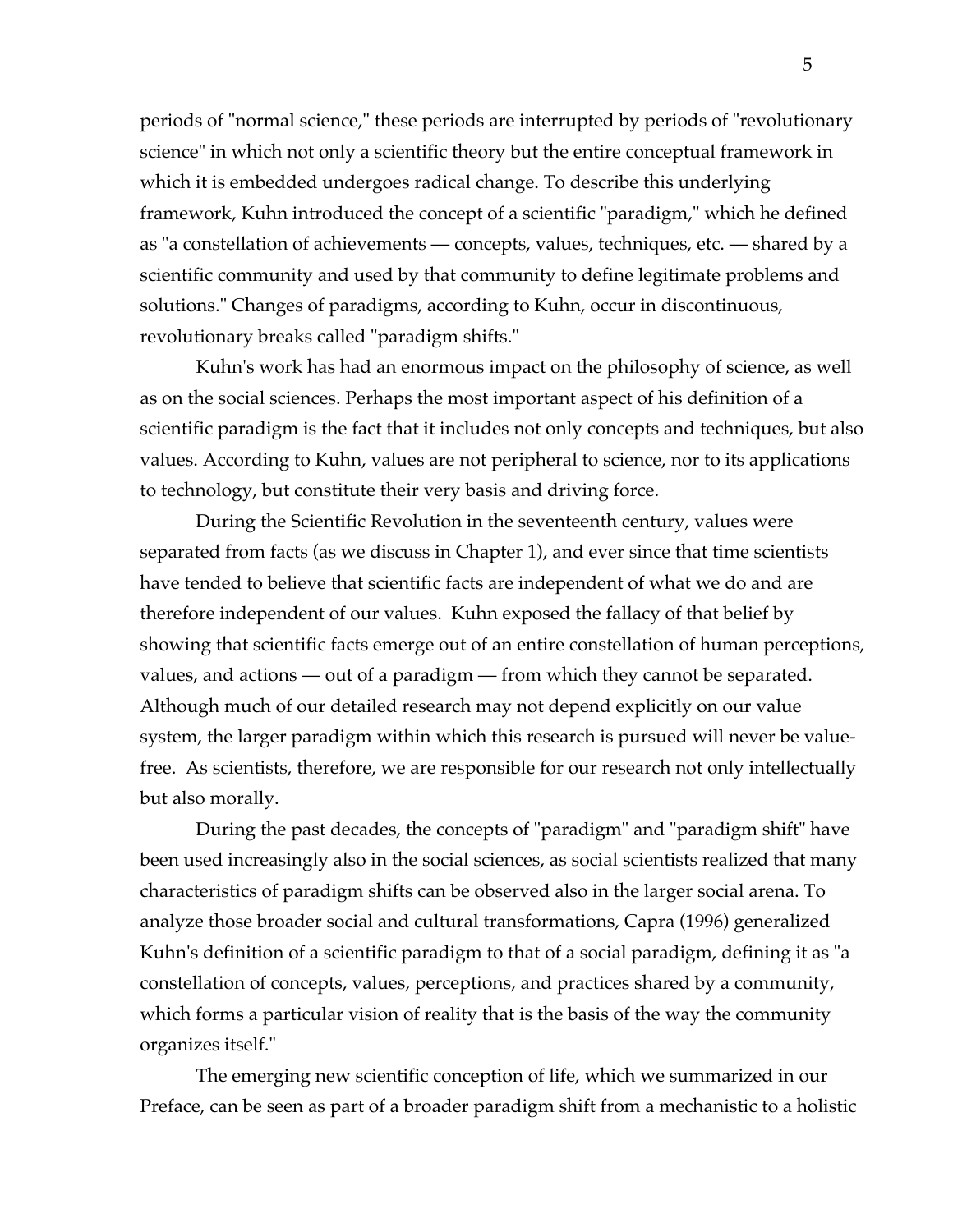periods of "normal science," these periods are interrupted by periods of "revolutionary science" in which not only a scientific theory but the entire conceptual framework in which it is embedded undergoes radical change. To describe this underlying framework, Kuhn introduced the concept of a scientific "paradigm," which he defined as "a constellation of achievements — concepts, values, techniques, etc. — shared by a scientific community and used by that community to define legitimate problems and solutions." Changes of paradigms, according to Kuhn, occur in discontinuous, revolutionary breaks called "paradigm shifts."

Kuhn's work has had an enormous impact on the philosophy of science, as well as on the social sciences. Perhaps the most important aspect of his definition of a scientific paradigm is the fact that it includes not only concepts and techniques, but also values. According to Kuhn, values are not peripheral to science, nor to its applications to technology, but constitute their very basis and driving force.

During the Scientific Revolution in the seventeenth century, values were separated from facts (as we discuss in Chapter 1), and ever since that time scientists have tended to believe that scientific facts are independent of what we do and are therefore independent of our values. Kuhn exposed the fallacy of that belief by showing that scientific facts emerge out of an entire constellation of human perceptions, values, and actions — out of a paradigm — from which they cannot be separated. Although much of our detailed research may not depend explicitly on our value system, the larger paradigm within which this research is pursued will never be value-free. As scientists, therefore, we are responsible for our research not only intellectually but also morally.

During the past decades, the concepts of "paradigm" and "paradigm shift" have been used increasingly also in the social sciences, as social scientists realized that many characteristics of paradigm shifts can be observed also in the larger social arena. To analyze those broader social and cultural transformations, Capra (1996) generalized Kuhn's definition of a scientific paradigm to that of a social paradigm, defining it as "a constellation of concepts, values, perceptions, and practices shared by a community, which forms a particular vision of reality that is the basis of the way the community organizes itself."

The emerging new scientific conception of life, which we summarized in our Preface, can be seen as part of a broader paradigm shift from a mechanistic to a holistic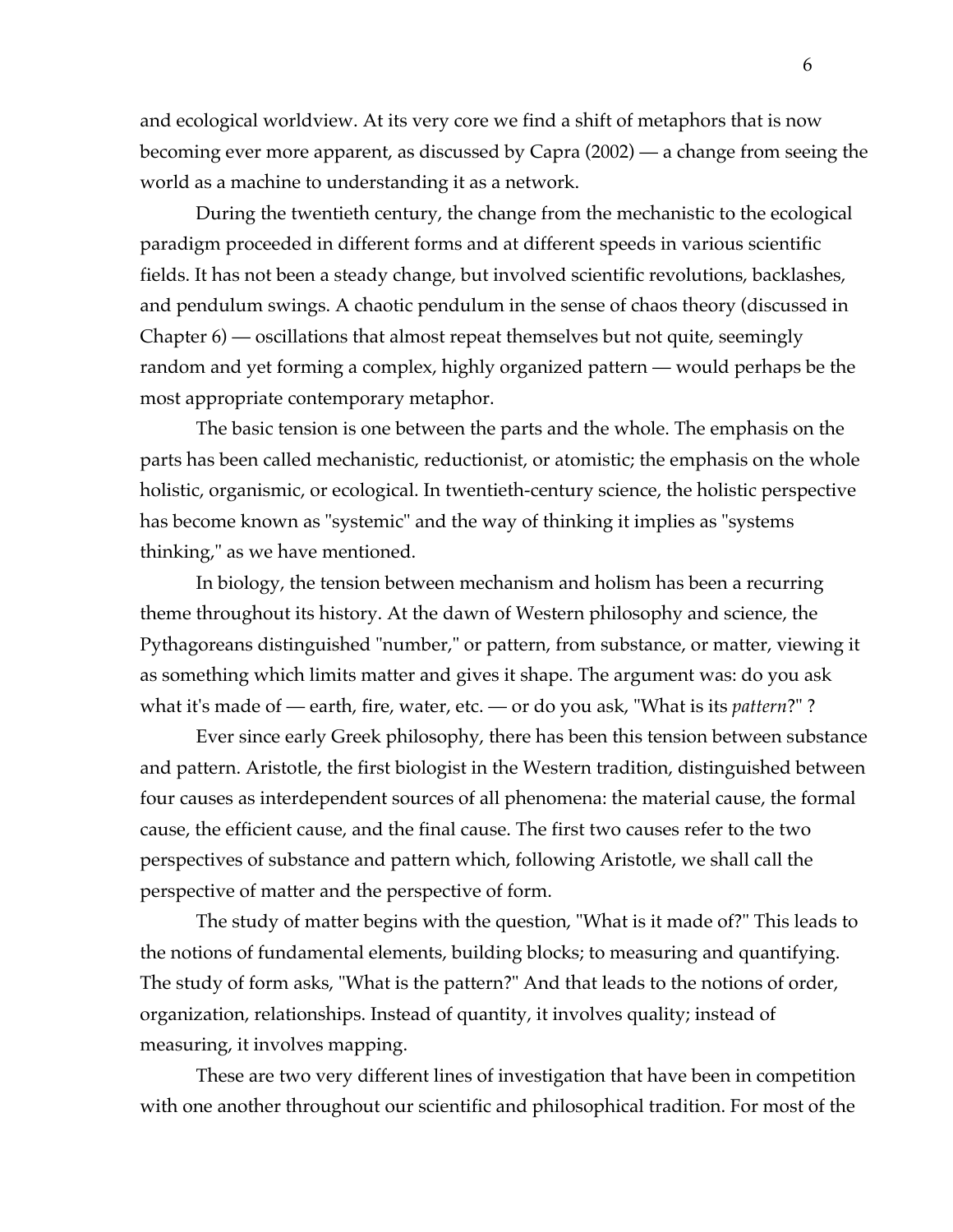and ecological worldview. At its very core we find a shift of metaphors that is now becoming ever more apparent, as discussed by Capra (2002) — a change from seeing the world as a machine to understanding it as a network.

During the twentieth century, the change from the mechanistic to the ecological paradigm proceeded in different forms and at different speeds in various scientific fields. It has not been a steady change, but involved scientific revolutions, backlashes, and pendulum swings. A chaotic pendulum in the sense of chaos theory (discussed in Chapter 6) — oscillations that almost repeat themselves but not quite, seemingly random and yet forming a complex, highly organized pattern — would perhaps be the most appropriate contemporary metaphor.

The basic tension is one between the parts and the whole. The emphasis on the parts has been called mechanistic, reductionist, or atomistic; the emphasis on the whole holistic, organismic, or ecological. In twentieth-century science, the holistic perspective has become known as "systemic" and the way of thinking it implies as "systems thinking," as we have mentioned.

In biology, the tension between mechanism and holism has been a recurring theme throughout its history. At the dawn of Western philosophy and science, the Pythagoreans distinguished "number," or pattern, from substance, or matter, viewing it as something which limits matter and gives it shape. The argument was: do you ask what it's made of — earth, fire, water, etc. — or do you ask, "What is its *pattern*?" ?

Ever since early Greek philosophy, there has been this tension between substance and pattern. Aristotle, the first biologist in the Western tradition, distinguished between four causes as interdependent sources of all phenomena: the material cause, the formal cause, the efficient cause, and the final cause. The first two causes refer to the two perspectives of substance and pattern which, following Aristotle, we shall call the perspective of matter and the perspective of form.

The study of matter begins with the question, "What is it made of?" This leads to the notions of fundamental elements, building blocks; to measuring and quantifying. The study of form asks, "What is the pattern?" And that leads to the notions of order, organization, relationships. Instead of quantity, it involves quality; instead of measuring, it involves mapping.

These are two very different lines of investigation that have been in competition with one another throughout our scientific and philosophical tradition. For most of the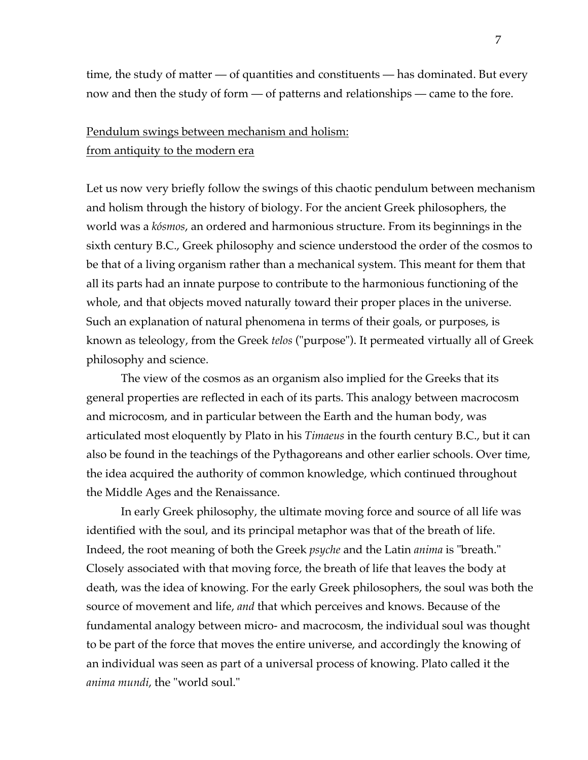time, the study of matter — of quantities and constituents — has dominated. But every now and then the study of form — of patterns and relationships — came to the fore.

## Pendulum swings between mechanism and holism: from antiquity to the modern era

Let us now very briefly follow the swings of this chaotic pendulum between mechanism and holism through the history of biology. For the ancient Greek philosophers, the world was a *kósmos*, an ordered and harmonious structure. From its beginnings in the sixth century B.C., Greek philosophy and science understood the order of the cosmos to be that of a living organism rather than a mechanical system. This meant for them that all its parts had an innate purpose to contribute to the harmonious functioning of the whole, and that objects moved naturally toward their proper places in the universe. Such an explanation of natural phenomena in terms of their goals, or purposes, is known as teleology, from the Greek *telos* ("purpose"). It permeated virtually all of Greek philosophy and science.

The view of the cosmos as an organism also implied for the Greeks that its general properties are reflected in each of its parts. This analogy between macrocosm and microcosm, and in particular between the Earth and the human body, was articulated most eloquently by Plato in his *Timaeus* in the fourth century B.C., but it can also be found in the teachings of the Pythagoreans and other earlier schools. Over time, the idea acquired the authority of common knowledge, which continued throughout the Middle Ages and the Renaissance.

In early Greek philosophy, the ultimate moving force and source of all life was identified with the soul, and its principal metaphor was that of the breath of life. Indeed, the root meaning of both the Greek *psyche* and the Latin *anima* is "breath." Closely associated with that moving force, the breath of life that leaves the body at death, was the idea of knowing. For the early Greek philosophers, the soul was both the source of movement and life, *and* that which perceives and knows. Because of the fundamental analogy between micro- and macrocosm, the individual soul was thought to be part of the force that moves the entire universe, and accordingly the knowing of an individual was seen as part of a universal process of knowing. Plato called it the *anima mundi*, the "world soul."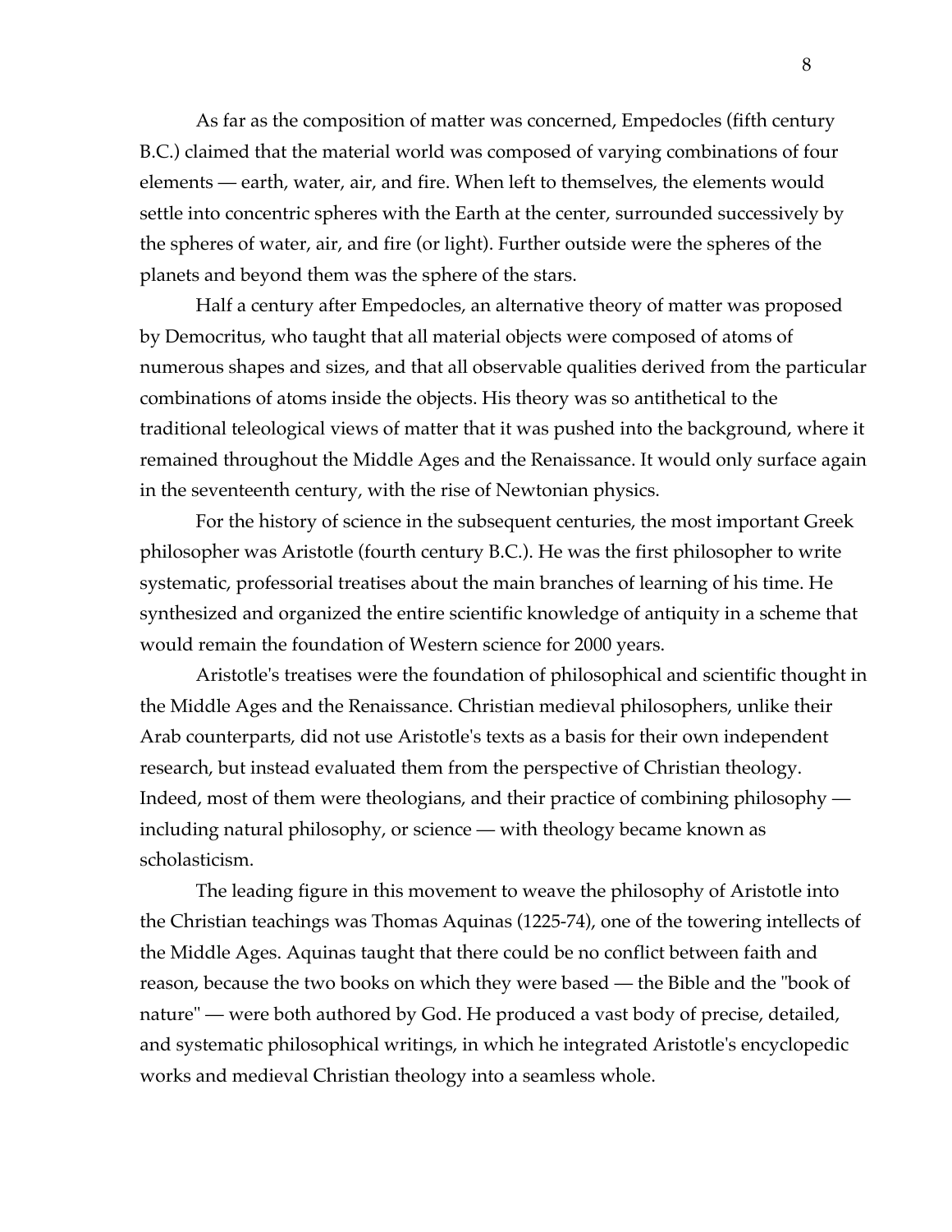As far as the composition of matter was concerned, Empedocles (fifth century B.C.) claimed that the material world was composed of varying combinations of four elements — earth, water, air, and fire. When left to themselves, the elements would settle into concentric spheres with the Earth at the center, surrounded successively by the spheres of water, air, and fire (or light). Further outside were the spheres of the planets and beyond them was the sphere of the stars.

Half a century after Empedocles, an alternative theory of matter was proposed by Democritus, who taught that all material objects were composed of atoms of numerous shapes and sizes, and that all observable qualities derived from the particular combinations of atoms inside the objects. His theory was so antithetical to the traditional teleological views of matter that it was pushed into the background, where it remained throughout the Middle Ages and the Renaissance. It would only surface again in the seventeenth century, with the rise of Newtonian physics.

For the history of science in the subsequent centuries, the most important Greek philosopher was Aristotle (fourth century B.C.). He was the first philosopher to write systematic, professorial treatises about the main branches of learning of his time. He synthesized and organized the entire scientific knowledge of antiquity in a scheme that would remain the foundation of Western science for 2000 years.

Aristotle's treatises were the foundation of philosophical and scientific thought in the Middle Ages and the Renaissance. Christian medieval philosophers, unlike their Arab counterparts, did not use Aristotle's texts as a basis for their own independent research, but instead evaluated them from the perspective of Christian theology. Indeed, most of them were theologians, and their practice of combining philosophy — including natural philosophy, or science — with theology became known as scholasticism.

The leading figure in this movement to weave the philosophy of Aristotle into the Christian teachings was Thomas Aquinas (1225-74), one of the towering intellects of the Middle Ages. Aquinas taught that there could be no conflict between faith and reason, because the two books on which they were based — the Bible and the "book of nature" — were both authored by God. He produced a vast body of precise, detailed, and systematic philosophical writings, in which he integrated Aristotle's encyclopedic works and medieval Christian theology into a seamless whole.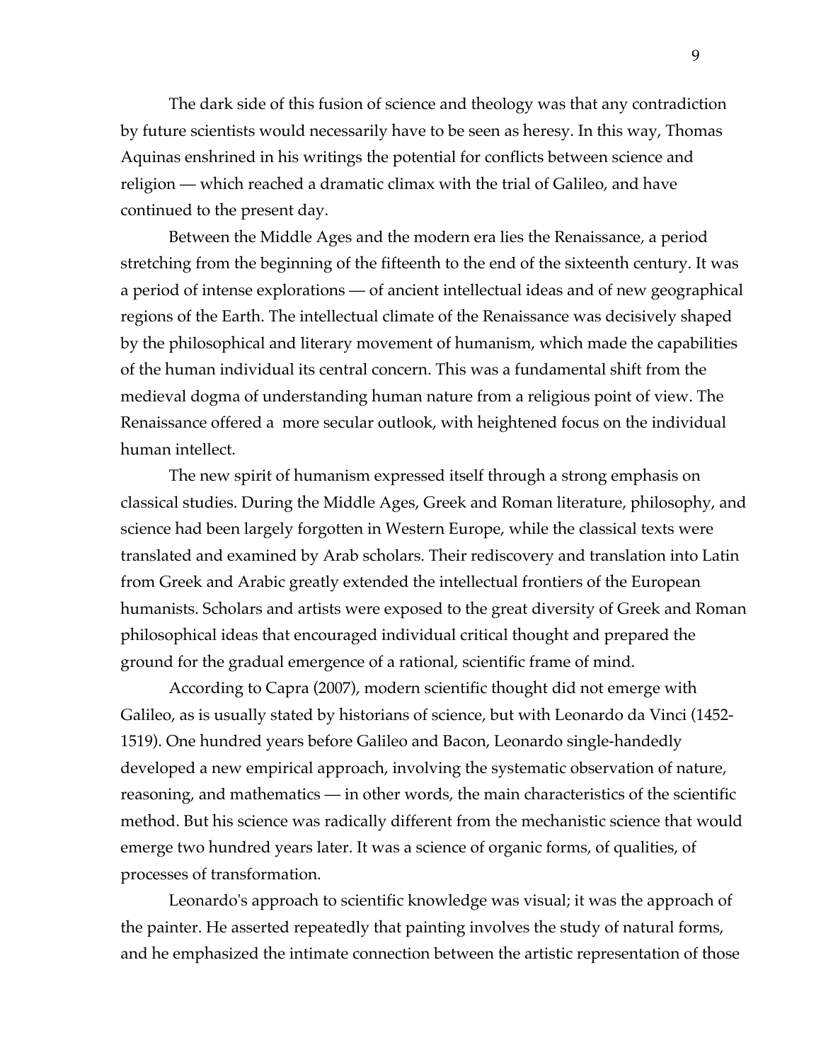The dark side of this fusion of science and theology was that any contradiction by future scientists would necessarily have to be seen as heresy. In this way, Thomas Aquinas enshrined in his writings the potential for conflicts between science and religion — which reached a dramatic climax with the trial of Galileo, and have continued to the present day.

Between the Middle Ages and the modern era lies the Renaissance, a period stretching from the beginning of the fifteenth to the end of the sixteenth century. It was a period of intense explorations — of ancient intellectual ideas and of new geographical regions of the Earth. The intellectual climate of the Renaissance was decisively shaped by the philosophical and literary movement of humanism, which made the capabilities of the human individual its central concern. This was a fundamental shift from the medieval dogma of understanding human nature from a religious point of view. The Renaissance offered a more secular outlook, with heightened focus on the individual human intellect.

The new spirit of humanism expressed itself through a strong emphasis on classical studies. During the Middle Ages, Greek and Roman literature, philosophy, and science had been largely forgotten in Western Europe, while the classical texts were translated and examined by Arab scholars. Their rediscovery and translation into Latin from Greek and Arabic greatly extended the intellectual frontiers of the European humanists. Scholars and artists were exposed to the great diversity of Greek and Roman philosophical ideas that encouraged individual critical thought and prepared the ground for the gradual emergence of a rational, scientific frame of mind.

According to Capra (2007), modern scientific thought did not emerge with Galileo, as is usually stated by historians of science, but with Leonardo da Vinci (1452-1519). One hundred years before Galileo and Bacon, Leonardo single-handedly developed a new empirical approach, involving the systematic observation of nature, reasoning, and mathematics — in other words, the main characteristics of the scientific method. But his science was radically different from the mechanistic science that would emerge two hundred years later. It was a science of organic forms, of qualities, of processes of transformation.

Leonardo's approach to scientific knowledge was visual; it was the approach of the painter. He asserted repeatedly that painting involves the study of natural forms, and he emphasized the intimate connection between the artistic representation of those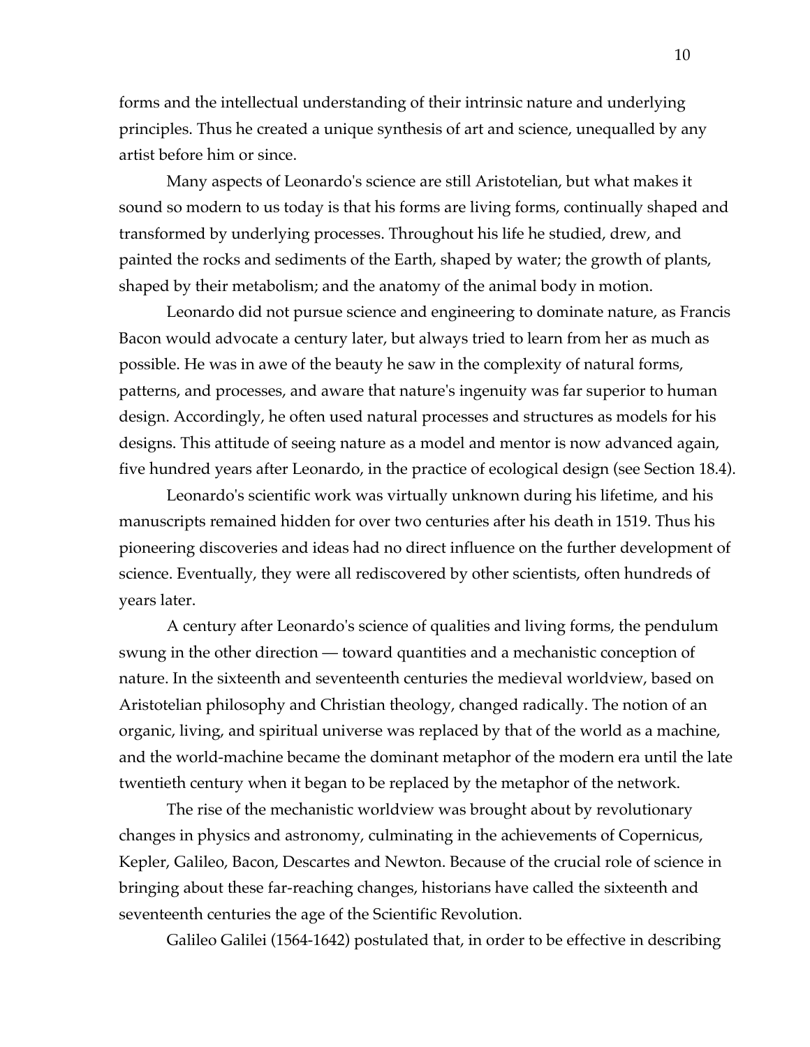forms and the intellectual understanding of their intrinsic nature and underlying principles. Thus he created a unique synthesis of art and science, unequalled by any artist before him or since.

Many aspects of Leonardo's science are still Aristotelian, but what makes it sound so modern to us today is that his forms are living forms, continually shaped and transformed by underlying processes. Throughout his life he studied, drew, and painted the rocks and sediments of the Earth, shaped by water; the growth of plants, shaped by their metabolism; and the anatomy of the animal body in motion.

Leonardo did not pursue science and engineering to dominate nature, as Francis Bacon would advocate a century later, but always tried to learn from her as much as possible. He was in awe of the beauty he saw in the complexity of natural forms, patterns, and processes, and aware that nature's ingenuity was far superior to human design. Accordingly, he often used natural processes and structures as models for his designs. This attitude of seeing nature as a model and mentor is now advanced again, five hundred years after Leonardo, in the practice of ecological design (see Section 18.4).

Leonardo's scientific work was virtually unknown during his lifetime, and his manuscripts remained hidden for over two centuries after his death in 1519. Thus his pioneering discoveries and ideas had no direct influence on the further development of science. Eventually, they were all rediscovered by other scientists, often hundreds of years later.

A century after Leonardo's science of qualities and living forms, the pendulum swung in the other direction — toward quantities and a mechanistic conception of nature. In the sixteenth and seventeenth centuries the medieval worldview, based on Aristotelian philosophy and Christian theology, changed radically. The notion of an organic, living, and spiritual universe was replaced by that of the world as a machine, and the world-machine became the dominant metaphor of the modern era until the late twentieth century when it began to be replaced by the metaphor of the network.

The rise of the mechanistic worldview was brought about by revolutionary changes in physics and astronomy, culminating in the achievements of Copernicus, Kepler, Galileo, Bacon, Descartes and Newton. Because of the crucial role of science in bringing about these far-reaching changes, historians have called the sixteenth and seventeenth centuries the age of the Scientific Revolution.

Galileo Galilei (1564-1642) postulated that, in order to be effective in describing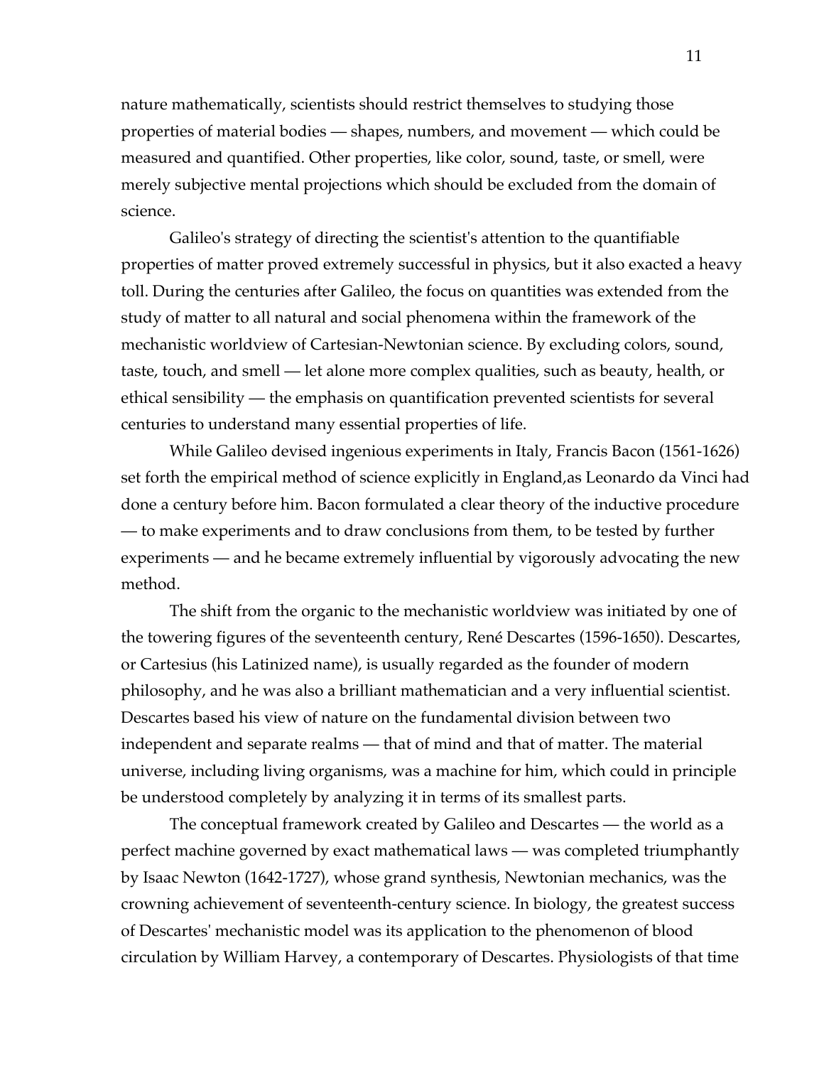nature mathematically, scientists should restrict themselves to studying those properties of material bodies — shapes, numbers, and movement — which could be measured and quantified. Other properties, like color, sound, taste, or smell, were merely subjective mental projections which should be excluded from the domain of science.

Galileo's strategy of directing the scientist's attention to the quantifiable properties of matter proved extremely successful in physics, but it also exacted a heavy toll. During the centuries after Galileo, the focus on quantities was extended from the study of matter to all natural and social phenomena within the framework of the mechanistic worldview of Cartesian-Newtonian science. By excluding colors, sound, taste, touch, and smell — let alone more complex qualities, such as beauty, health, or ethical sensibility — the emphasis on quantification prevented scientists for several centuries to understand many essential properties of life.

While Galileo devised ingenious experiments in Italy, Francis Bacon (1561-1626) set forth the empirical method of science explicitly in England,as Leonardo da Vinci had done a century before him. Bacon formulated a clear theory of the inductive procedure — to make experiments and to draw conclusions from them, to be tested by further experiments — and he became extremely influential by vigorously advocating the new method.

The shift from the organic to the mechanistic worldview was initiated by one of the towering figures of the seventeenth century, René Descartes (1596-1650). Descartes, or Cartesius (his Latinized name), is usually regarded as the founder of modern philosophy, and he was also a brilliant mathematician and a very influential scientist. Descartes based his view of nature on the fundamental division between two independent and separate realms — that of mind and that of matter. The material universe, including living organisms, was a machine for him, which could in principle be understood completely by analyzing it in terms of its smallest parts.

The conceptual framework created by Galileo and Descartes — the world as a perfect machine governed by exact mathematical laws — was completed triumphantly by Isaac Newton (1642-1727), whose grand synthesis, Newtonian mechanics, was the crowning achievement of seventeenth-century science. In biology, the greatest success of Descartes' mechanistic model was its application to the phenomenon of blood circulation by William Harvey, a contemporary of Descartes. Physiologists of that time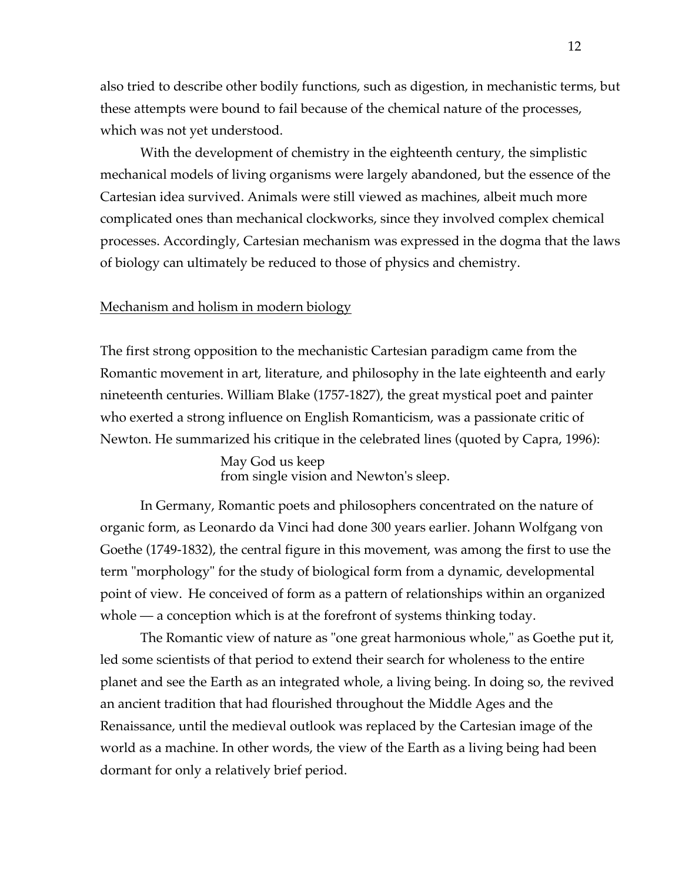also tried to describe other bodily functions, such as digestion, in mechanistic terms, but these attempts were bound to fail because of the chemical nature of the processes, which was not yet understood.

With the development of chemistry in the eighteenth century, the simplistic mechanical models of living organisms were largely abandoned, but the essence of the Cartesian idea survived. Animals were still viewed as machines, albeit much more complicated ones than mechanical clockworks, since they involved complex chemical processes. Accordingly, Cartesian mechanism was expressed in the dogma that the laws of biology can ultimately be reduced to those of physics and chemistry.

## Mechanism and holism in modern biology

The first strong opposition to the mechanistic Cartesian paradigm came from the Romantic movement in art, literature, and philosophy in the late eighteenth and early nineteenth centuries. William Blake (1757-1827), the great mystical poet and painter who exerted a strong influence on English Romanticism, was a passionate critic of Newton. He summarized his critique in the celebrated lines (quoted by Capra, 1996):

> May God us keep
> from single vision and Newton's sleep.

In Germany, Romantic poets and philosophers concentrated on the nature of organic form, as Leonardo da Vinci had done 300 years earlier. Johann Wolfgang von Goethe (1749-1832), the central figure in this movement, was among the first to use the term "morphology" for the study of biological form from a dynamic, developmental point of view. He conceived of form as a pattern of relationships within an organized whole — a conception which is at the forefront of systems thinking today.

The Romantic view of nature as "one great harmonious whole," as Goethe put it, led some scientists of that period to extend their search for wholeness to the entire planet and see the Earth as an integrated whole, a living being. In doing so, the revived an ancient tradition that had flourished throughout the Middle Ages and the Renaissance, until the medieval outlook was replaced by the Cartesian image of the world as a machine. In other words, the view of the Earth as a living being had been dormant for only a relatively brief period.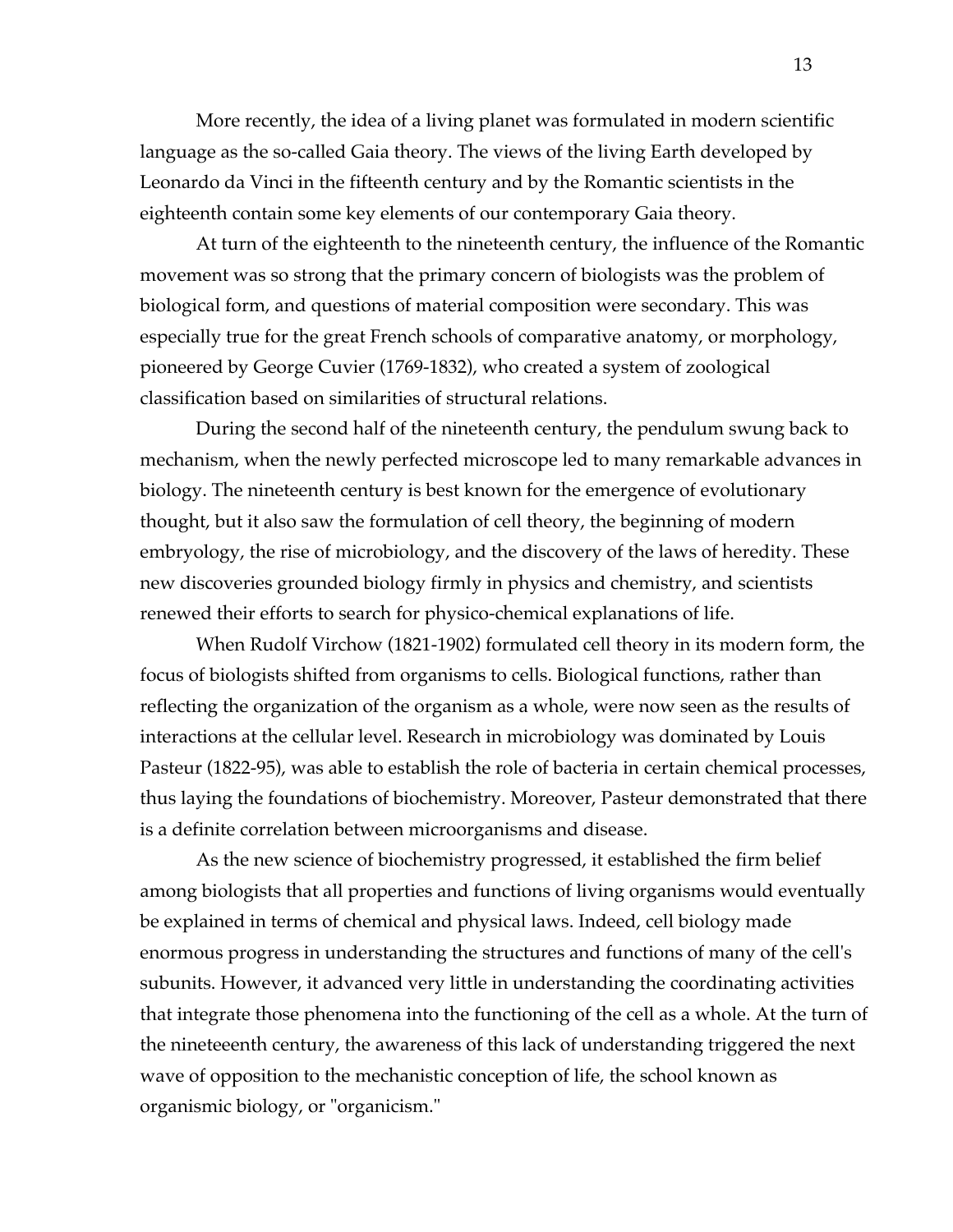More recently, the idea of a living planet was formulated in modern scientific language as the so-called Gaia theory. The views of the living Earth developed by Leonardo da Vinci in the fifteenth century and by the Romantic scientists in the eighteenth contain some key elements of our contemporary Gaia theory.

At turn of the eighteenth to the nineteenth century, the influence of the Romantic movement was so strong that the primary concern of biologists was the problem of biological form, and questions of material composition were secondary. This was especially true for the great French schools of comparative anatomy, or morphology, pioneered by George Cuvier (1769-1832), who created a system of zoological classification based on similarities of structural relations.

During the second half of the nineteenth century, the pendulum swung back to mechanism, when the newly perfected microscope led to many remarkable advances in biology. The nineteenth century is best known for the emergence of evolutionary thought, but it also saw the formulation of cell theory, the beginning of modern embryology, the rise of microbiology, and the discovery of the laws of heredity. These new discoveries grounded biology firmly in physics and chemistry, and scientists renewed their efforts to search for physico-chemical explanations of life.

When Rudolf Virchow (1821-1902) formulated cell theory in its modern form, the focus of biologists shifted from organisms to cells. Biological functions, rather than reflecting the organization of the organism as a whole, were now seen as the results of interactions at the cellular level. Research in microbiology was dominated by Louis Pasteur (1822-95), was able to establish the role of bacteria in certain chemical processes, thus laying the foundations of biochemistry. Moreover, Pasteur demonstrated that there is a definite correlation between microorganisms and disease.

As the new science of biochemistry progressed, it established the firm belief among biologists that all properties and functions of living organisms would eventually be explained in terms of chemical and physical laws. Indeed, cell biology made enormous progress in understanding the structures and functions of many of the cell's subunits. However, it advanced very little in understanding the coordinating activities that integrate those phenomena into the functioning of the cell as a whole. At the turn of the nineteeenth century, the awareness of this lack of understanding triggered the next wave of opposition to the mechanistic conception of life, the school known as organismic biology, or "organicism."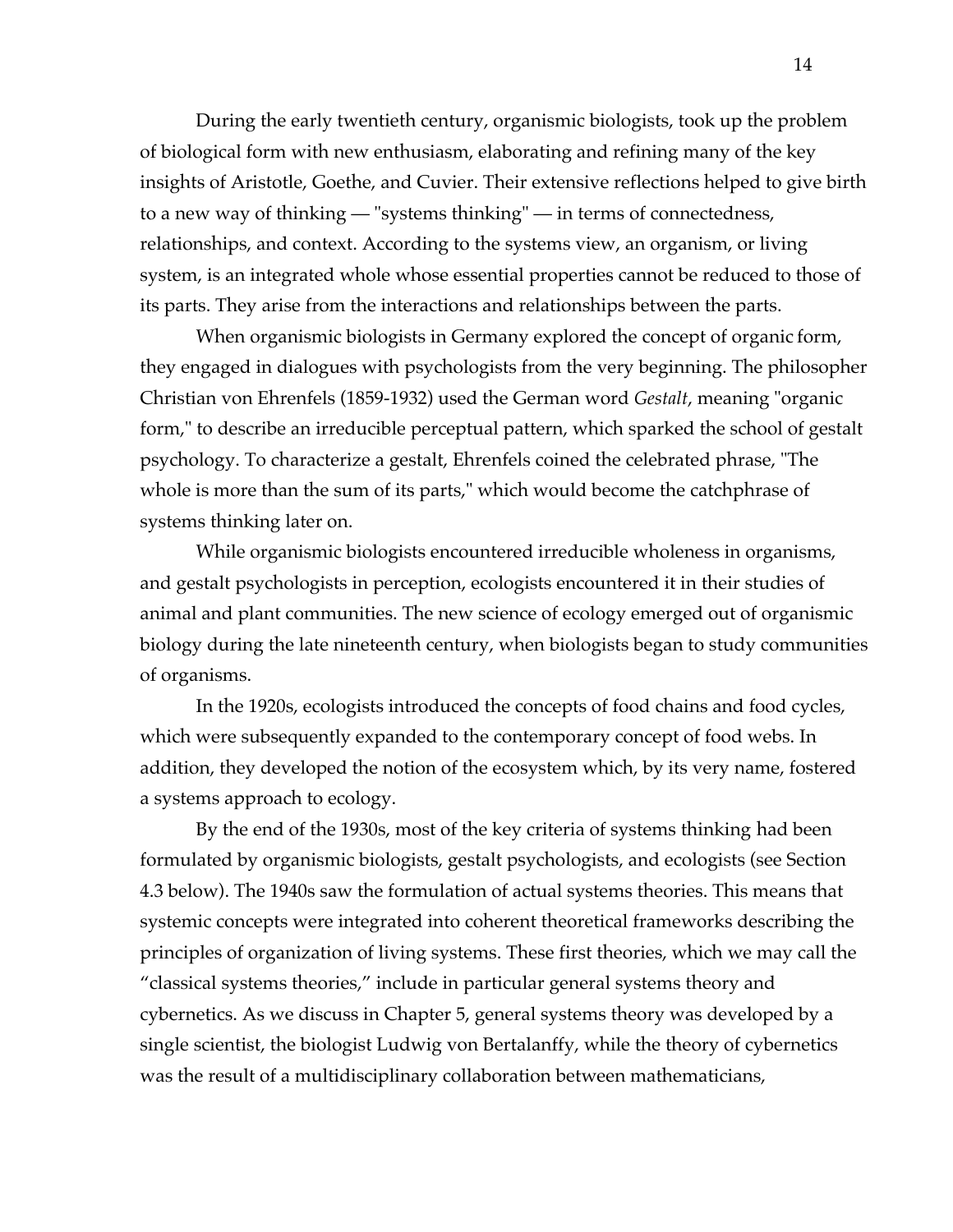During the early twentieth century, organismic biologists, took up the problem of biological form with new enthusiasm, elaborating and refining many of the key insights of Aristotle, Goethe, and Cuvier. Their extensive reflections helped to give birth to a new way of thinking — "systems thinking" — in terms of connectedness, relationships, and context. According to the systems view, an organism, or living system, is an integrated whole whose essential properties cannot be reduced to those of its parts. They arise from the interactions and relationships between the parts.

When organismic biologists in Germany explored the concept of organic form, they engaged in dialogues with psychologists from the very beginning. The philosopher Christian von Ehrenfels (1859-1932) used the German word *Gestalt*, meaning "organic form," to describe an irreducible perceptual pattern, which sparked the school of gestalt psychology. To characterize a gestalt, Ehrenfels coined the celebrated phrase, "The whole is more than the sum of its parts," which would become the catchphrase of systems thinking later on.

While organismic biologists encountered irreducible wholeness in organisms, and gestalt psychologists in perception, ecologists encountered it in their studies of animal and plant communities. The new science of ecology emerged out of organismic biology during the late nineteenth century, when biologists began to study communities of organisms.

In the 1920s, ecologists introduced the concepts of food chains and food cycles, which were subsequently expanded to the contemporary concept of food webs. In addition, they developed the notion of the ecosystem which, by its very name, fostered a systems approach to ecology.

By the end of the 1930s, most of the key criteria of systems thinking had been formulated by organismic biologists, gestalt psychologists, and ecologists (see Section 4.3 below). The 1940s saw the formulation of actual systems theories. This means that systemic concepts were integrated into coherent theoretical frameworks describing the principles of organization of living systems. These first theories, which we may call the "classical systems theories," include in particular general systems theory and cybernetics. As we discuss in Chapter 5, general systems theory was developed by a single scientist, the biologist Ludwig von Bertalanffy, while the theory of cybernetics was the result of a multidisciplinary collaboration between mathematicians,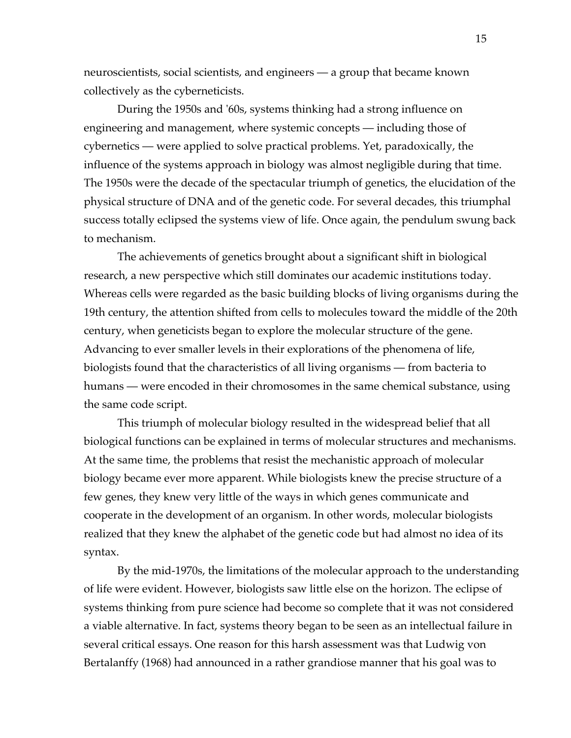neuroscientists, social scientists, and engineers — a group that became known collectively as the cyberneticists.

During the 1950s and '60s, systems thinking had a strong influence on engineering and management, where systemic concepts — including those of cybernetics — were applied to solve practical problems. Yet, paradoxically, the influence of the systems approach in biology was almost negligible during that time. The 1950s were the decade of the spectacular triumph of genetics, the elucidation of the physical structure of DNA and of the genetic code. For several decades, this triumphal success totally eclipsed the systems view of life. Once again, the pendulum swung back to mechanism.

The achievements of genetics brought about a significant shift in biological research, a new perspective which still dominates our academic institutions today. Whereas cells were regarded as the basic building blocks of living organisms during the 19th century, the attention shifted from cells to molecules toward the middle of the 20th century, when geneticists began to explore the molecular structure of the gene. Advancing to ever smaller levels in their explorations of the phenomena of life, biologists found that the characteristics of all living organisms — from bacteria to humans — were encoded in their chromosomes in the same chemical substance, using the same code script.

This triumph of molecular biology resulted in the widespread belief that all biological functions can be explained in terms of molecular structures and mechanisms. At the same time, the problems that resist the mechanistic approach of molecular biology became ever more apparent. While biologists knew the precise structure of a few genes, they knew very little of the ways in which genes communicate and cooperate in the development of an organism. In other words, molecular biologists realized that they knew the alphabet of the genetic code but had almost no idea of its syntax.

By the mid-1970s, the limitations of the molecular approach to the understanding of life were evident. However, biologists saw little else on the horizon. The eclipse of systems thinking from pure science had become so complete that it was not considered a viable alternative. In fact, systems theory began to be seen as an intellectual failure in several critical essays. One reason for this harsh assessment was that Ludwig von Bertalanffy (1968) had announced in a rather grandiose manner that his goal was to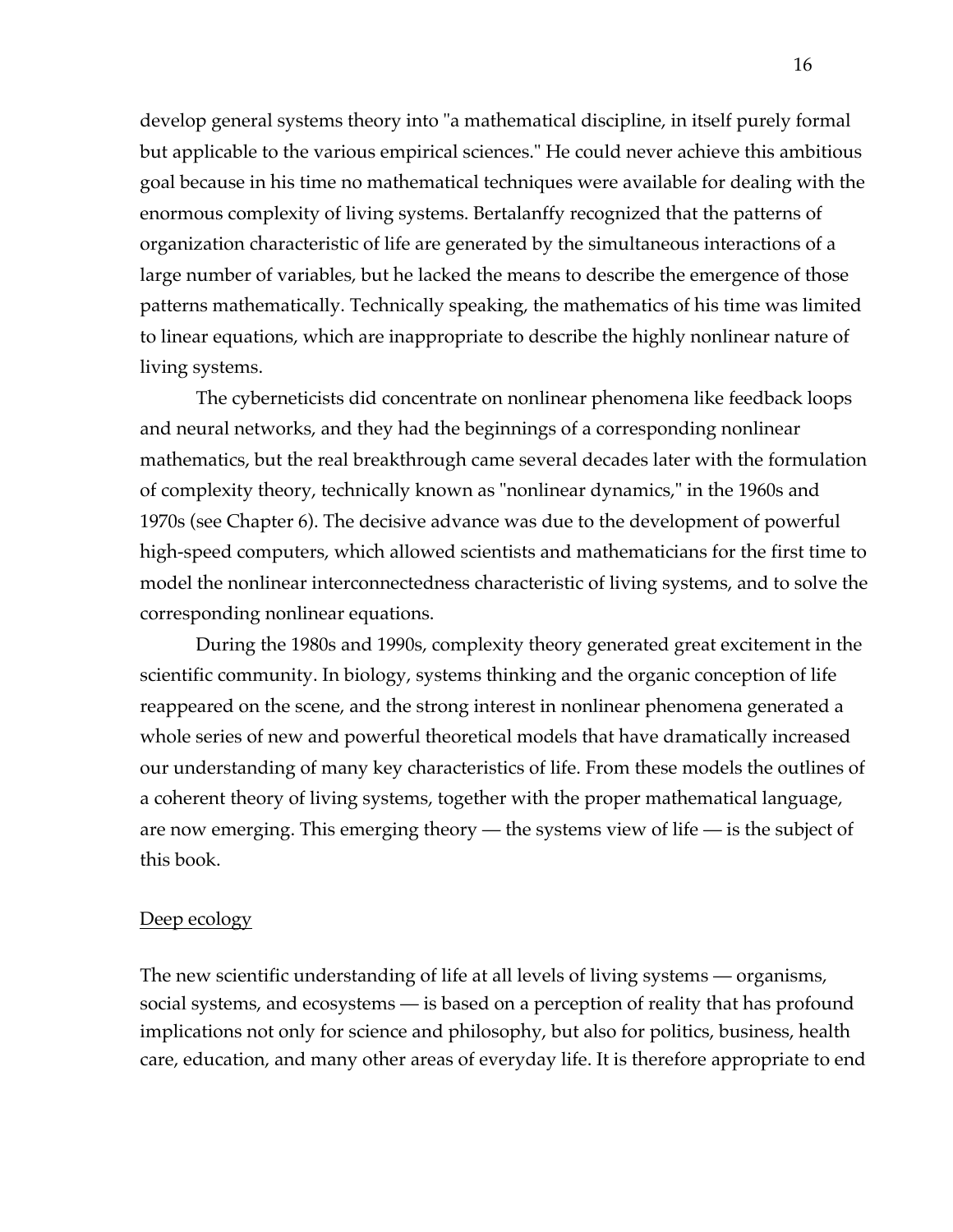develop general systems theory into "a mathematical discipline, in itself purely formal but applicable to the various empirical sciences." He could never achieve this ambitious goal because in his time no mathematical techniques were available for dealing with the enormous complexity of living systems. Bertalanffy recognized that the patterns of organization characteristic of life are generated by the simultaneous interactions of a large number of variables, but he lacked the means to describe the emergence of those patterns mathematically. Technically speaking, the mathematics of his time was limited to linear equations, which are inappropriate to describe the highly nonlinear nature of living systems.

The cyberneticists did concentrate on nonlinear phenomena like feedback loops and neural networks, and they had the beginnings of a corresponding nonlinear mathematics, but the real breakthrough came several decades later with the formulation of complexity theory, technically known as "nonlinear dynamics," in the 1960s and 1970s (see Chapter 6). The decisive advance was due to the development of powerful high-speed computers, which allowed scientists and mathematicians for the first time to model the nonlinear interconnectedness characteristic of living systems, and to solve the corresponding nonlinear equations.

During the 1980s and 1990s, complexity theory generated great excitement in the scientific community. In biology, systems thinking and the organic conception of life reappeared on the scene, and the strong interest in nonlinear phenomena generated a whole series of new and powerful theoretical models that have dramatically increased our understanding of many key characteristics of life. From these models the outlines of a coherent theory of living systems, together with the proper mathematical language, are now emerging. This emerging theory — the systems view of life — is the subject of this book.

## Deep ecology

The new scientific understanding of life at all levels of living systems — organisms, social systems, and ecosystems — is based on a perception of reality that has profound implications not only for science and philosophy, but also for politics, business, health care, education, and many other areas of everyday life. It is therefore appropriate to end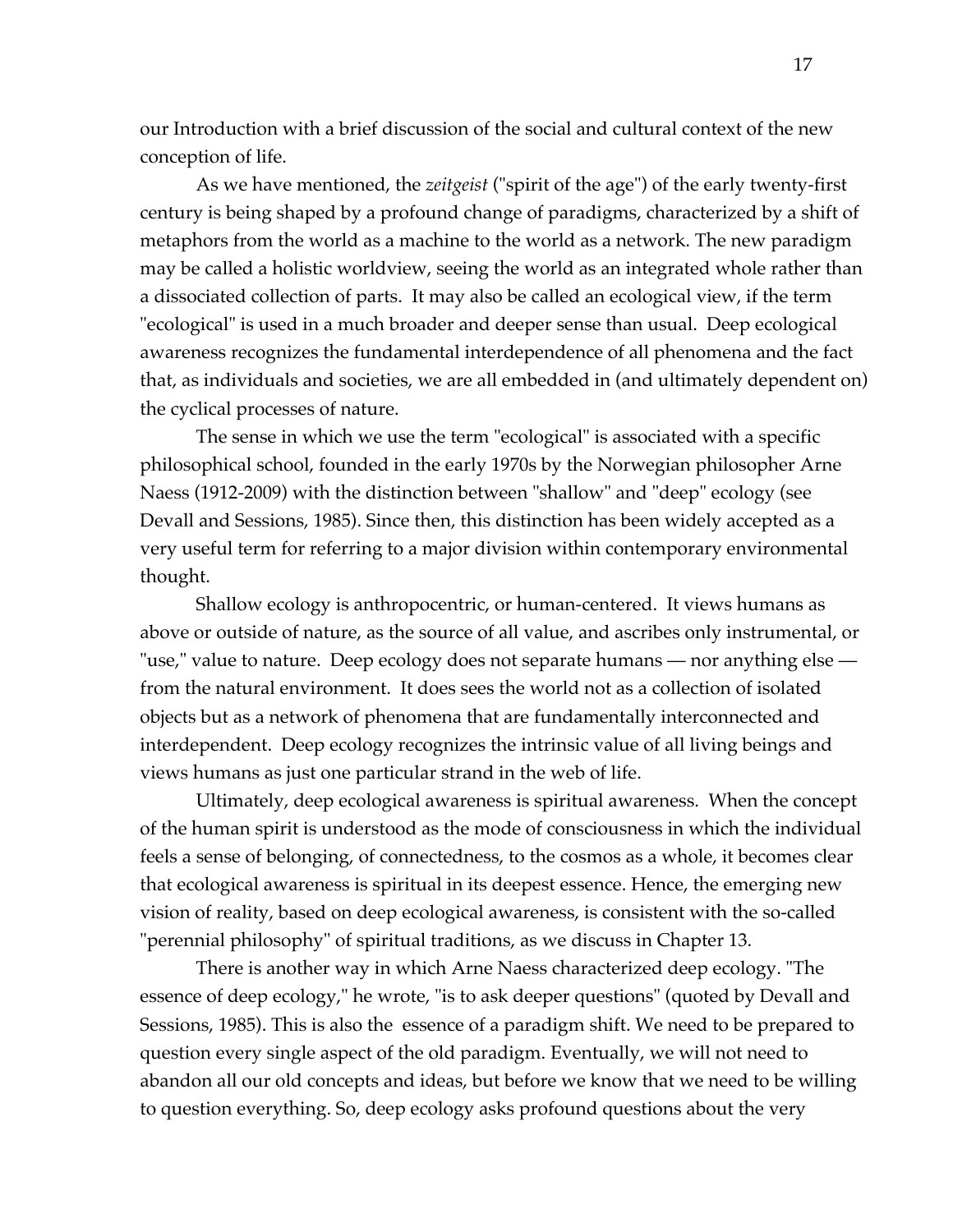our Introduction with a brief discussion of the social and cultural context of the new conception of life.

As we have mentioned, the *zeitgeist* ("spirit of the age") of the early twenty-first century is being shaped by a profound change of paradigms, characterized by a shift of metaphors from the world as a machine to the world as a network. The new paradigm may be called a holistic worldview, seeing the world as an integrated whole rather than a dissociated collection of parts. It may also be called an ecological view, if the term "ecological" is used in a much broader and deeper sense than usual. Deep ecological awareness recognizes the fundamental interdependence of all phenomena and the fact that, as individuals and societies, we are all embedded in (and ultimately dependent on) the cyclical processes of nature.

The sense in which we use the term "ecological" is associated with a specific philosophical school, founded in the early 1970s by the Norwegian philosopher Arne Naess (1912-2009) with the distinction between "shallow" and "deep" ecology (see Devall and Sessions, 1985). Since then, this distinction has been widely accepted as a very useful term for referring to a major division within contemporary environmental thought.

Shallow ecology is anthropocentric, or human-centered. It views humans as above or outside of nature, as the source of all value, and ascribes only instrumental, or "use," value to nature. Deep ecology does not separate humans — nor anything else — from the natural environment. It does sees the world not as a collection of isolated objects but as a network of phenomena that are fundamentally interconnected and interdependent. Deep ecology recognizes the intrinsic value of all living beings and views humans as just one particular strand in the web of life.

Ultimately, deep ecological awareness is spiritual awareness. When the concept of the human spirit is understood as the mode of consciousness in which the individual feels a sense of belonging, of connectedness, to the cosmos as a whole, it becomes clear that ecological awareness is spiritual in its deepest essence. Hence, the emerging new vision of reality, based on deep ecological awareness, is consistent with the so-called "perennial philosophy" of spiritual traditions, as we discuss in Chapter 13.

There is another way in which Arne Naess characterized deep ecology. "The essence of deep ecology," he wrote, "is to ask deeper questions" (quoted by Devall and Sessions, 1985). This is also the essence of a paradigm shift. We need to be prepared to question every single aspect of the old paradigm. Eventually, we will not need to abandon all our old concepts and ideas, but before we know that we need to be willing to question everything. So, deep ecology asks profound questions about the very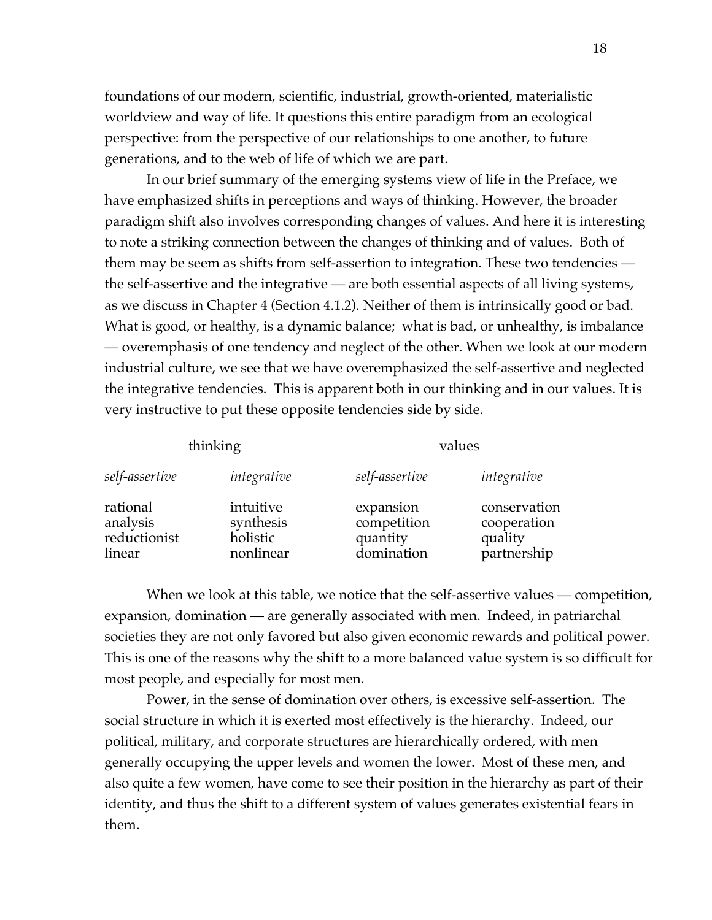foundations of our modern, scientific, industrial, growth-oriented, materialistic worldview and way of life. It questions this entire paradigm from an ecological perspective: from the perspective of our relationships to one another, to future generations, and to the web of life of which we are part.

In our brief summary of the emerging systems view of life in the Preface, we have emphasized shifts in perceptions and ways of thinking. However, the broader paradigm shift also involves corresponding changes of values. And here it is interesting to note a striking connection between the changes of thinking and of values. Both of them may be seem as shifts from self-assertion to integration. These two tendencies — the self-assertive and the integrative — are both essential aspects of all living systems, as we discuss in Chapter 4 (Section 4.1.2). Neither of them is intrinsically good or bad. What is good, or healthy, is a dynamic balance; what is bad, or unhealthy, is imbalance — overemphasis of one tendency and neglect of the other. When we look at our modern industrial culture, we see that we have overemphasized the self-assertive and neglected the integrative tendencies. This is apparent both in our thinking and in our values. It is very instructive to put these opposite tendencies side by side.

| thinking | | values | |
|---|---|---|---|
| *self-assertive* | *integrative* | *self-assertive* | *integrative* |
| rational | intuitive | expansion | conservation |
| analysis | synthesis | competition | cooperation |
| reductionist | holistic | quantity | quality |
| linear | nonlinear | domination | partnership |

When we look at this table, we notice that the self-assertive values — competition, expansion, domination — are generally associated with men. Indeed, in patriarchal societies they are not only favored but also given economic rewards and political power. This is one of the reasons why the shift to a more balanced value system is so difficult for most people, and especially for most men.

Power, in the sense of domination over others, is excessive self-assertion. The social structure in which it is exerted most effectively is the hierarchy. Indeed, our political, military, and corporate structures are hierarchically ordered, with men generally occupying the upper levels and women the lower. Most of these men, and also quite a few women, have come to see their position in the hierarchy as part of their identity, and thus the shift to a different system of values generates existential fears in them.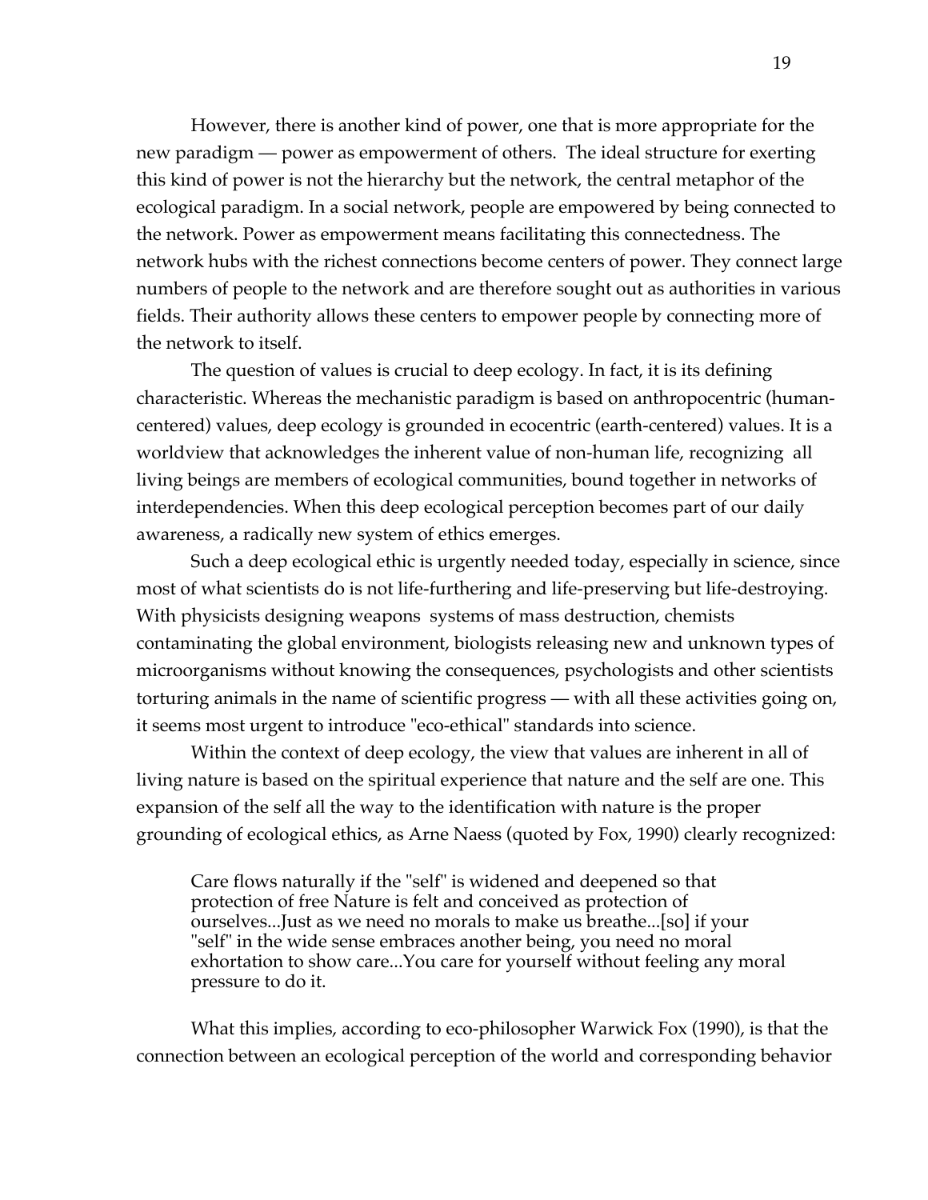However, there is another kind of power, one that is more appropriate for the new paradigm — power as empowerment of others. The ideal structure for exerting this kind of power is not the hierarchy but the network, the central metaphor of the ecological paradigm. In a social network, people are empowered by being connected to the network. Power as empowerment means facilitating this connectedness. The network hubs with the richest connections become centers of power. They connect large numbers of people to the network and are therefore sought out as authorities in various fields. Their authority allows these centers to empower people by connecting more of the network to itself.

The question of values is crucial to deep ecology. In fact, it is its defining characteristic. Whereas the mechanistic paradigm is based on anthropocentric (human-centered) values, deep ecology is grounded in ecocentric (earth-centered) values. It is a worldview that acknowledges the inherent value of non-human life, recognizing all living beings are members of ecological communities, bound together in networks of interdependencies. When this deep ecological perception becomes part of our daily awareness, a radically new system of ethics emerges.

Such a deep ecological ethic is urgently needed today, especially in science, since most of what scientists do is not life-furthering and life-preserving but life-destroying. With physicists designing weapons systems of mass destruction, chemists contaminating the global environment, biologists releasing new and unknown types of microorganisms without knowing the consequences, psychologists and other scientists torturing animals in the name of scientific progress — with all these activities going on, it seems most urgent to introduce "eco-ethical" standards into science.

Within the context of deep ecology, the view that values are inherent in all of living nature is based on the spiritual experience that nature and the self are one. This expansion of the self all the way to the identification with nature is the proper grounding of ecological ethics, as Arne Naess (quoted by Fox, 1990) clearly recognized:

> Care flows naturally if the "self" is widened and deepened so that protection of free Nature is felt and conceived as protection of ourselves...Just as we need no morals to make us breathe...[so] if your "self" in the wide sense embraces another being, you need no moral exhortation to show care...You care for yourself without feeling any moral pressure to do it.

What this implies, according to eco-philosopher Warwick Fox (1990), is that the connection between an ecological perception of the world and corresponding behavior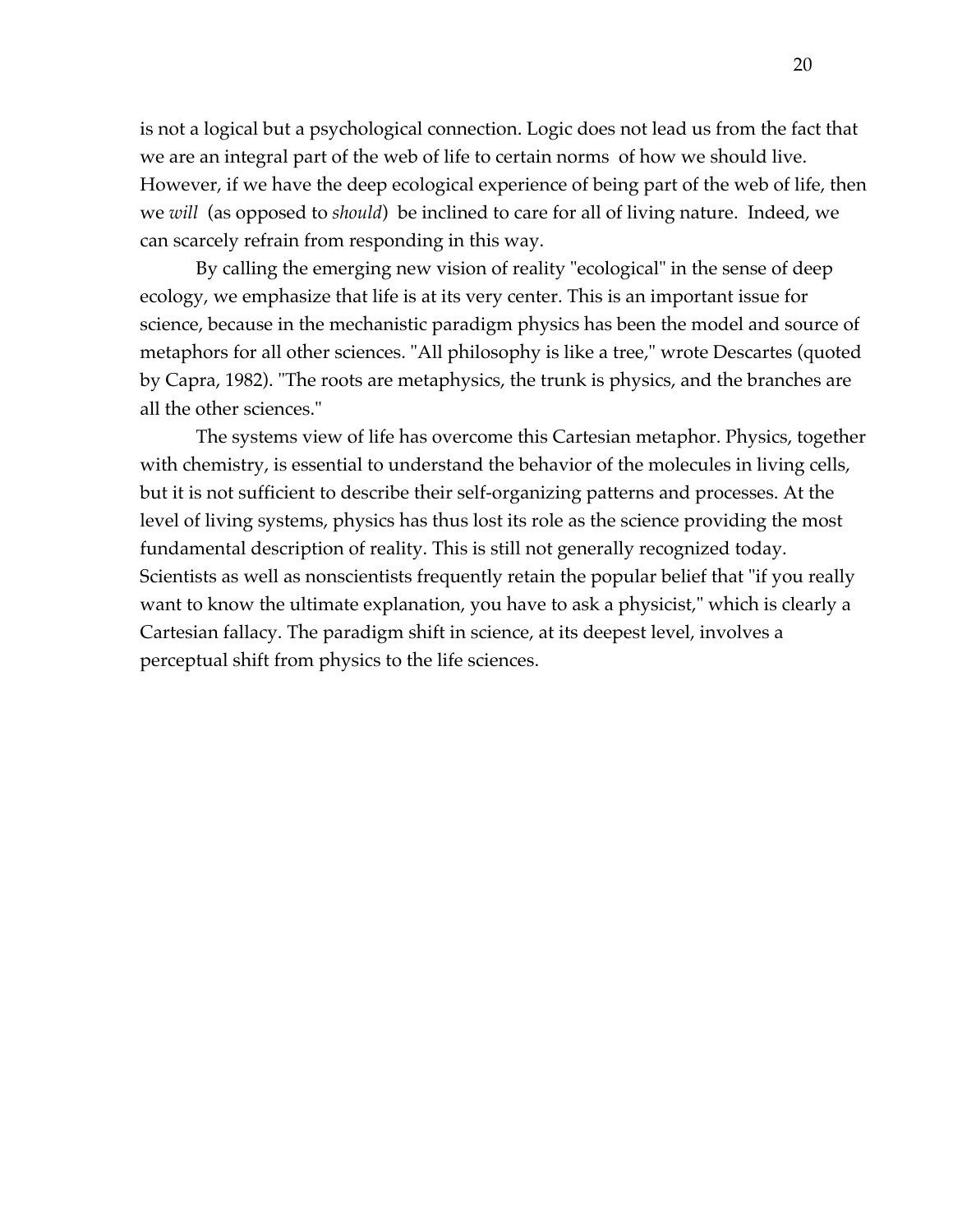is not a logical but a psychological connection. Logic does not lead us from the fact that we are an integral part of the web of life to certain norms of how we should live. However, if we have the deep ecological experience of being part of the web of life, then we *will* (as opposed to *should*) be inclined to care for all of living nature. Indeed, we can scarcely refrain from responding in this way.

By calling the emerging new vision of reality "ecological" in the sense of deep ecology, we emphasize that life is at its very center. This is an important issue for science, because in the mechanistic paradigm physics has been the model and source of metaphors for all other sciences. "All philosophy is like a tree," wrote Descartes (quoted by Capra, 1982). "The roots are metaphysics, the trunk is physics, and the branches are all the other sciences."

The systems view of life has overcome this Cartesian metaphor. Physics, together with chemistry, is essential to understand the behavior of the molecules in living cells, but it is not sufficient to describe their self-organizing patterns and processes. At the level of living systems, physics has thus lost its role as the science providing the most fundamental description of reality. This is still not generally recognized today. Scientists as well as nonscientists frequently retain the popular belief that "if you really want to know the ultimate explanation, you have to ask a physicist," which is clearly a Cartesian fallacy. The paradigm shift in science, at its deepest level, involves a perceptual shift from physics to the life sciences.